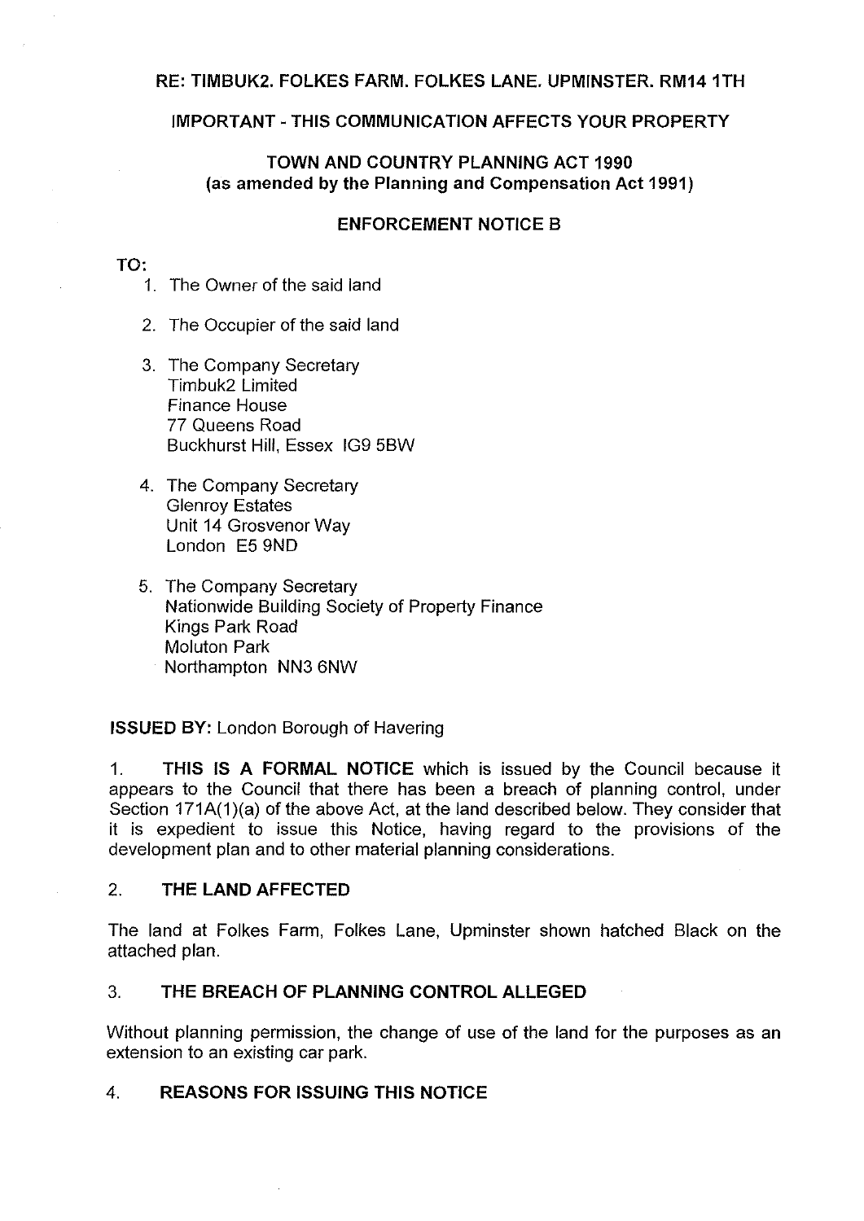**RE: TIMBUK2. FOLKES FARM. FOLKES LANE. UPMINSTER. RM14 1TH**

**IMPORTANT - THIS COMMUNICATION AFFECTS YOUR PROPERTY**

**TOWN AND COUNTRY PLANNING ACT 1990**
**(as amended by the Planning and Compensation Act 1991)**

**ENFORCEMENT NOTICE B**

**TO:**

1. The Owner of the said land

2. The Occupier of the said land

3. The Company Secretary
   Timbuk2 Limited
   Finance House
   77 Queens Road
   Buckhurst Hill, Essex IG9 5BW

4. The Company Secretary
   Glenroy Estates
   Unit 14 Grosvenor Way
   London E5 9ND

5. The Company Secretary
   Nationwide Building Society of Property Finance
   Kings Park Road
   Moluton Park
   Northampton NN3 6NW

**ISSUED BY:** London Borough of Havering

1. **THIS IS A FORMAL NOTICE** which is issued by the Council because it appears to the Council that there has been a breach of planning control, under Section 171A(1)(a) of the above Act, at the land described below. They consider that it is expedient to issue this Notice, having regard to the provisions of the development plan and to other material planning considerations.

2. **THE LAND AFFECTED**

The land at Folkes Farm, Folkes Lane, Upminster shown hatched Black on the attached plan.

3. **THE BREACH OF PLANNING CONTROL ALLEGED**

Without planning permission, the change of use of the land for the purposes as an extension to an existing car park.

4. **REASONS FOR ISSUING THIS NOTICE**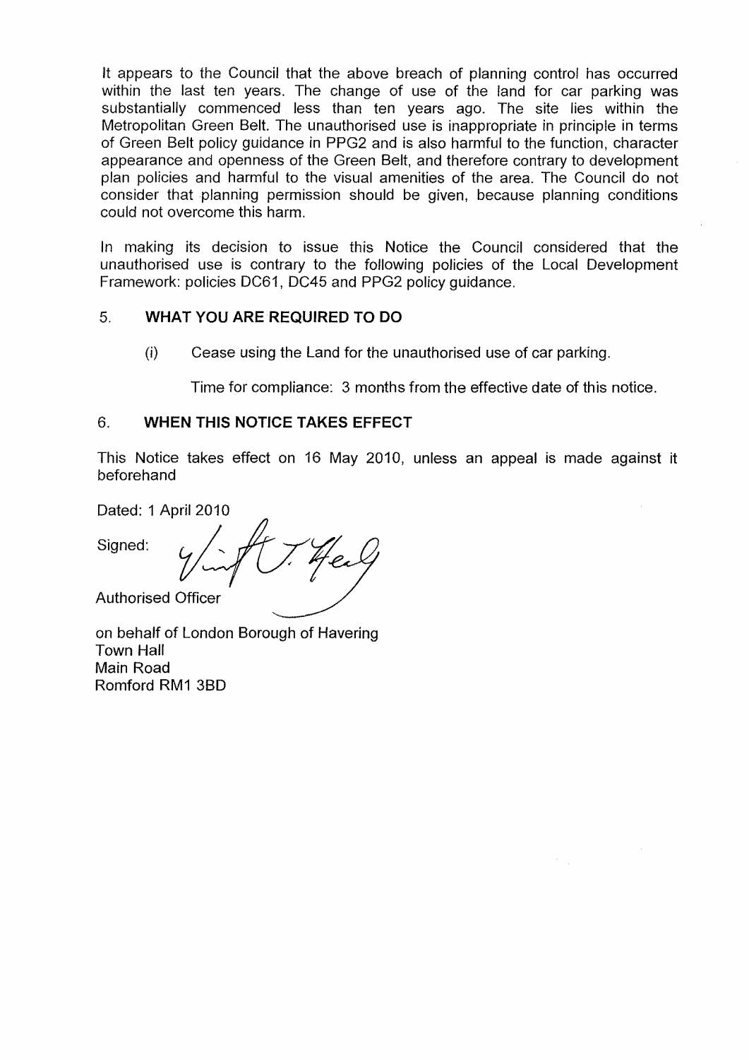It appears to the Council that the above breach of planning control has occurred within the last ten years. The change of use of the land for car parking was substantially commenced less than ten years ago. The site lies within the Metropolitan Green Belt. The unauthorised use is inappropriate in principle in terms of Green Belt policy guidance in PPG2 and is also harmful to the function, character appearance and openness of the Green Belt, and therefore contrary to development plan policies and harmful to the visual amenities of the area. The Council do not consider that planning permission should be given, because planning conditions could not overcome this harm.

In making its decision to issue this Notice the Council considered that the unauthorised use is contrary to the following policies of the Local Development Framework: policies DC61, DC45 and PPG2 policy guidance.

## 5. WHAT YOU ARE REQUIRED TO DO

(i) Cease using the Land for the unauthorised use of car parking.

Time for compliance: 3 months from the effective date of this notice.

## 6. WHEN THIS NOTICE TAKES EFFECT

This Notice takes effect on 16 May 2010, unless an appeal is made against it beforehand

Dated: 1 April 2010

Signed:

Authorised Officer

on behalf of London Borough of Havering
Town Hall
Main Road
Romford RM1 3BD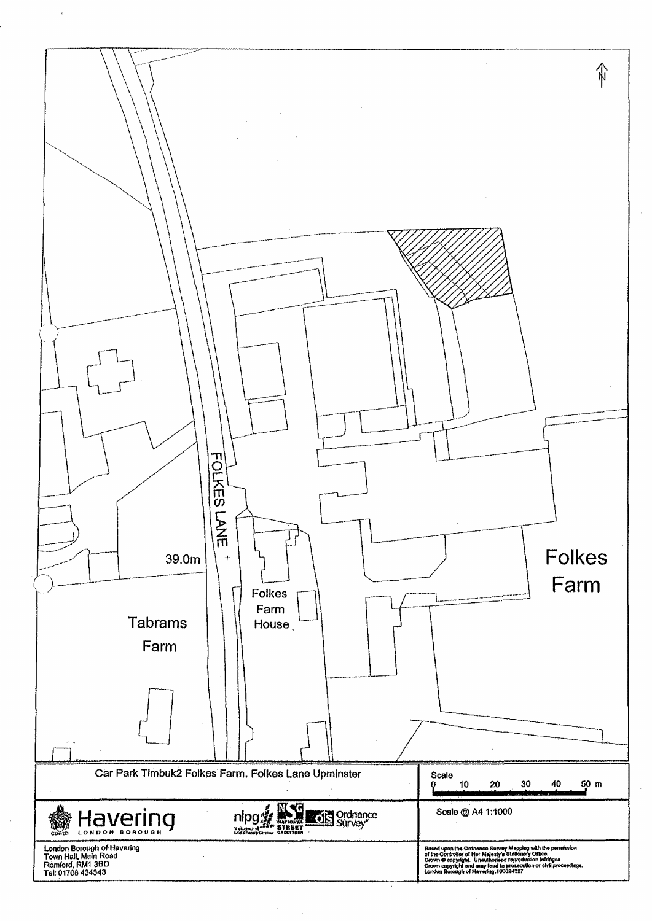N

FOLKES LANE

39.0m

Folkes Farm House

Tabrams Farm

Folkes Farm

| Car Park Timbuk2 Folkes Farm, Folkes Lane Upminster | Scale 0 10 20 30 40 50 m |
|---|---|
| Havering LONDON BOROUGH | Scale @ A4 1:1000 |

London Borough of Havering
Town Hall, Main Road
Romford, RM1 3BD
Tel: 01708 434343

Based upon the Ordnance Survey Mapping with the permission of the Controller of Her Majesty's Stationery Office. Crown © copyright. Unauthorised reproduction infringes Crown copyright and may lead to prosecution or civil proceedings. London Borough of Havering.100024327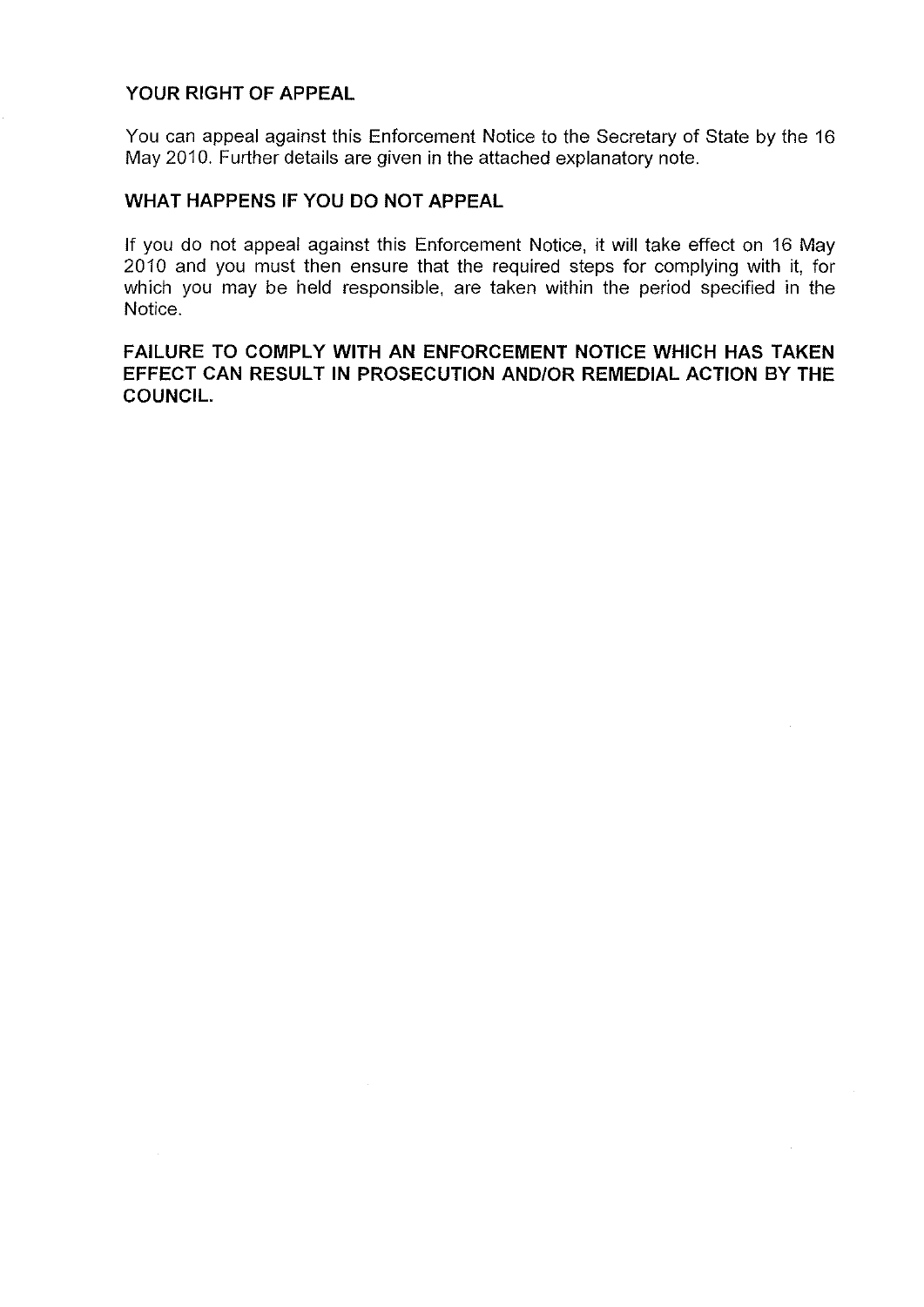## YOUR RIGHT OF APPEAL

You can appeal against this Enforcement Notice to the Secretary of State by the 16 May 2010. Further details are given in the attached explanatory note.

## WHAT HAPPENS IF YOU DO NOT APPEAL

If you do not appeal against this Enforcement Notice, it will take effect on 16 May 2010 and you must then ensure that the required steps for complying with it, for which you may be held responsible, are taken within the period specified in the Notice.

**FAILURE TO COMPLY WITH AN ENFORCEMENT NOTICE WHICH HAS TAKEN EFFECT CAN RESULT IN PROSECUTION AND/OR REMEDIAL ACTION BY THE COUNCIL.**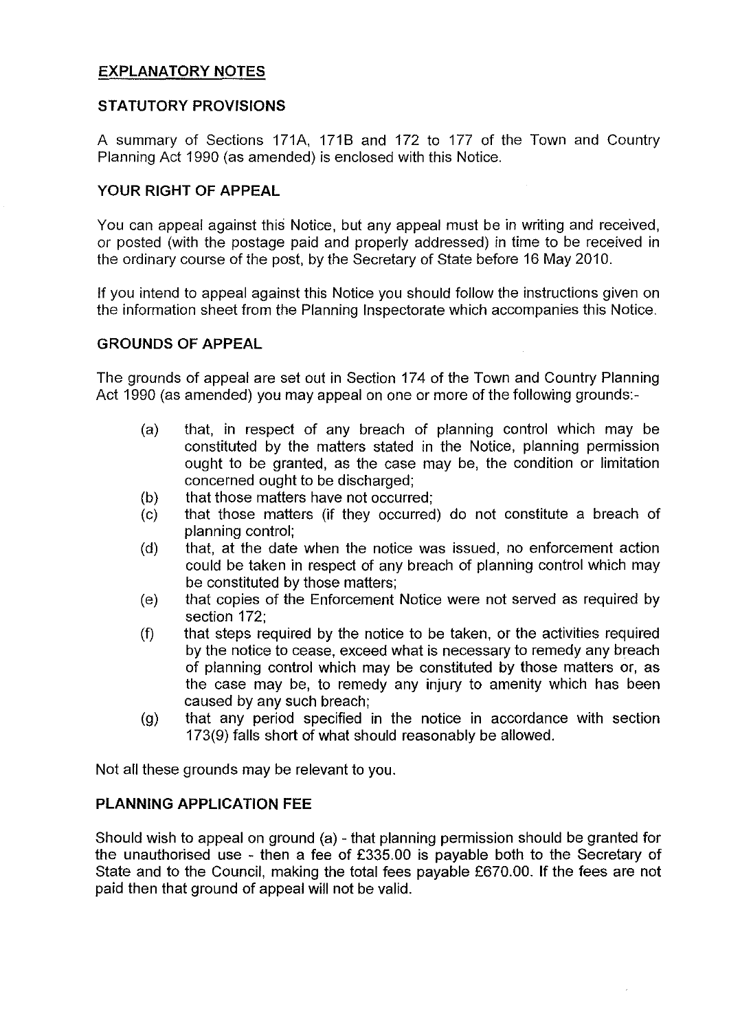## EXPLANATORY NOTES

### STATUTORY PROVISIONS

A summary of Sections 171A, 171B and 172 to 177 of the Town and Country Planning Act 1990 (as amended) is enclosed with this Notice.

### YOUR RIGHT OF APPEAL

You can appeal against this Notice, but any appeal must be in writing and received, or posted (with the postage paid and properly addressed) in time to be received in the ordinary course of the post, by the Secretary of State before 16 May 2010.

If you intend to appeal against this Notice you should follow the instructions given on the information sheet from the Planning Inspectorate which accompanies this Notice.

### GROUNDS OF APPEAL

The grounds of appeal are set out in Section 174 of the Town and Country Planning Act 1990 (as amended) you may appeal on one or more of the following grounds:-

(a) that, in respect of any breach of planning control which may be constituted by the matters stated in the Notice, planning permission ought to be granted, as the case may be, the condition or limitation concerned ought to be discharged;

(b) that those matters have not occurred;

(c) that those matters (if they occurred) do not constitute a breach of planning control;

(d) that, at the date when the notice was issued, no enforcement action could be taken in respect of any breach of planning control which may be constituted by those matters;

(e) that copies of the Enforcement Notice were not served as required by section 172;

(f) that steps required by the notice to be taken, or the activities required by the notice to cease, exceed what is necessary to remedy any breach of planning control which may be constituted by those matters or, as the case may be, to remedy any injury to amenity which has been caused by any such breach;

(g) that any period specified in the notice in accordance with section 173(9) falls short of what should reasonably be allowed.

Not all these grounds may be relevant to you.

### PLANNING APPLICATION FEE

Should wish to appeal on ground (a) - that planning permission should be granted for the unauthorised use - then a fee of £335.00 is payable both to the Secretary of State and to the Council, making the total fees payable £670.00. If the fees are not paid then that ground of appeal will not be valid.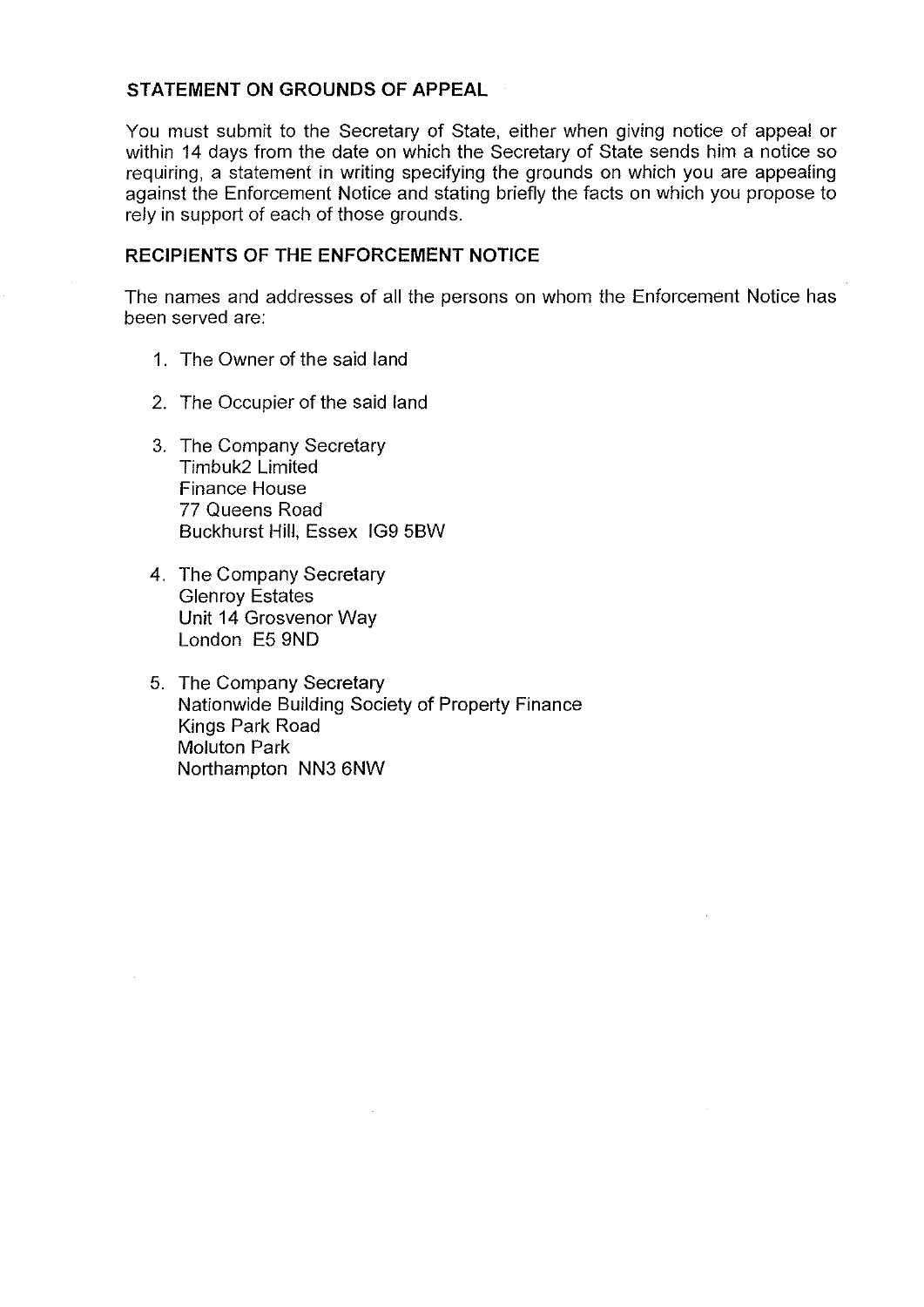### STATEMENT ON GROUNDS OF APPEAL

You must submit to the Secretary of State, either when giving notice of appeal or within 14 days from the date on which the Secretary of State sends him a notice so requiring, a statement in writing specifying the grounds on which you are appealing against the Enforcement Notice and stating briefly the facts on which you propose to rely in support of each of those grounds.

### RECIPIENTS OF THE ENFORCEMENT NOTICE

The names and addresses of all the persons on whom the Enforcement Notice has been served are:

1. The Owner of the said land

2. The Occupier of the said land

3. The Company Secretary  
   Timbuk2 Limited  
   Finance House  
   77 Queens Road  
   Buckhurst Hill, Essex IG9 5BW

4. The Company Secretary  
   Glenroy Estates  
   Unit 14 Grosvenor Way  
   London E5 9ND

5. The Company Secretary  
   Nationwide Building Society of Property Finance  
   Kings Park Road  
   Moluton Park  
   Northampton NN3 6NW